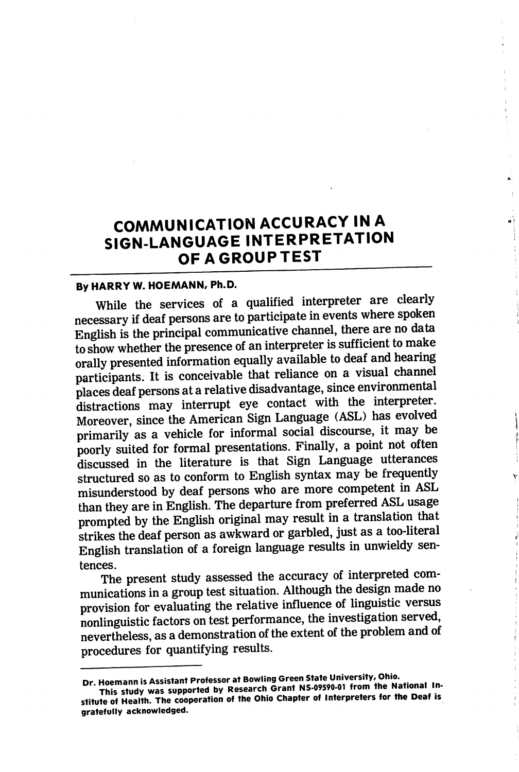# COMMUNICATION ACCURACY IN A SIGN-LANGUAGE INTERPRETATION OF A GROUP TEST

**By HARRY W. HOEMANN, Ph.D.**

While the services of a qualified interpreter are clearly necessary if deaf persons are to participate in events where spoken English is the principal communicative channel, there are no data to show whether the presence of an interpreter is sufficient to make orally presented information equally available to deaf and hearing participants. It is conceivable that reliance on a visual channel places deaf persons at a relative disadvantage, since environmental distractions may interrupt eye contact with the interpreter. Moreover, since the American Sign Language (ASL) has evolved primarily as a vehicle for informal social discourse, it may be poorly suited for formal presentations. Finally, a point not often discussed in the literature is that Sign Language utterances structured so as to conform to English syntax may be frequently misunderstood by deaf persons who are more competent in ASL than they are in English. The departure from preferred ASL usage prompted by the English original may result in a translation that strikes the deaf person as awkward or garbled, just as a too-literal English translation of a foreign language results in unwieldy sentences.

The present study assessed the accuracy of interpreted communications in a group test situation. Although the design made no provision for evaluating the relative influence of linguistic versus nonlinguistic factors on test performance, the investigation served, nevertheless, as a demonstration of the extent of the problem and of procedures for quantifying results.

---

**Dr. Hoemann is Assistant Professor at Bowling Green State University, Ohio.**

**This study was supported by Research Grant NS-09590-01 from the National Institute of Health. The cooperation of the Ohio Chapter of Interpreters for the Deaf is gratefully acknowledged.**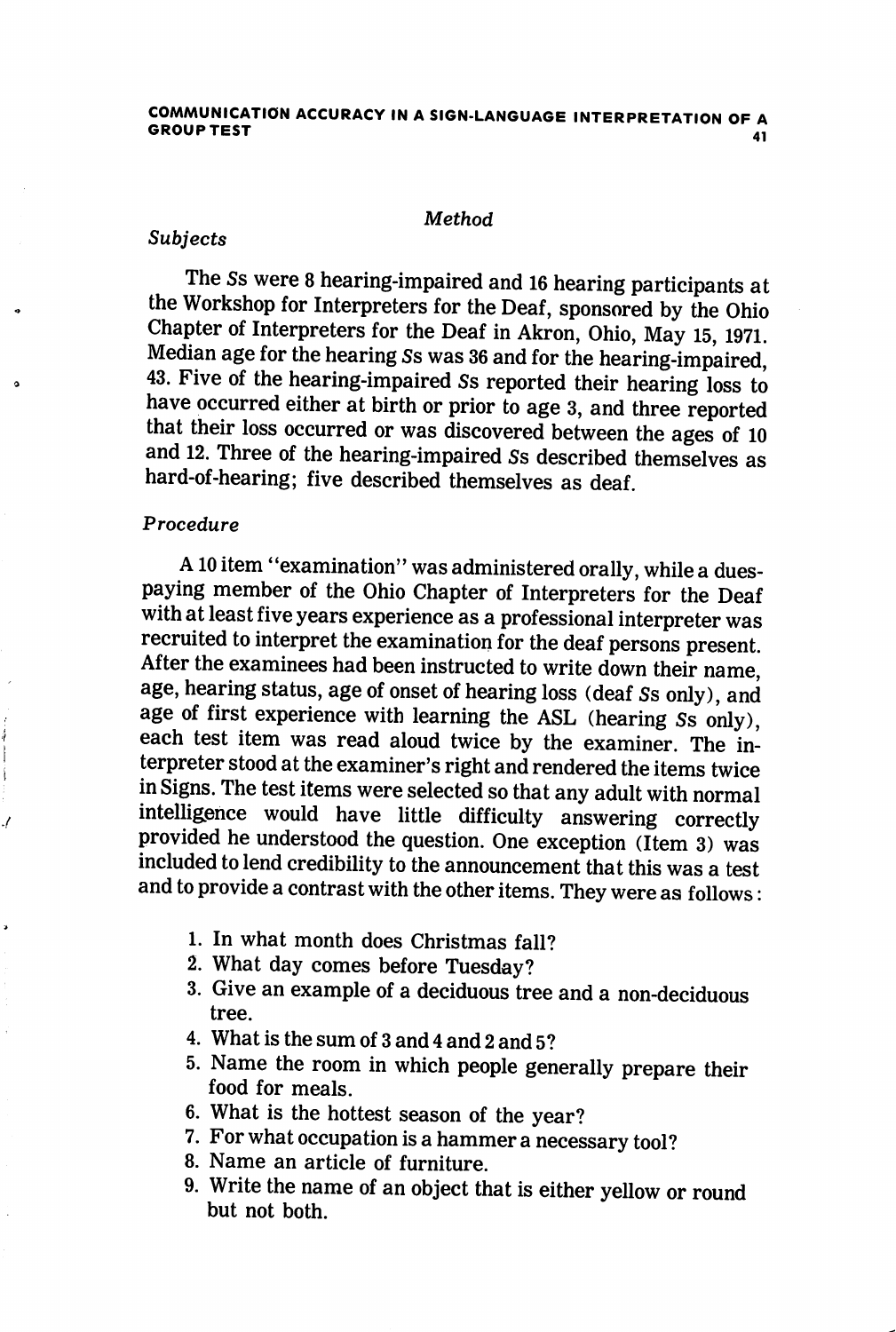## *Method*

### *Subjects*

The *Ss* were 8 hearing-impaired and 16 hearing participants at the Workshop for Interpreters for the Deaf, sponsored by the Ohio Chapter of Interpreters for the Deaf in Akron, Ohio, May 15, 1971. Median age for the hearing *Ss* was 36 and for the hearing-impaired, 43. Five of the hearing-impaired *Ss* reported their hearing loss to have occurred either at birth or prior to age 3, and three reported that their loss occurred or was discovered between the ages of 10 and 12. Three of the hearing-impaired *Ss* described themselves as hard-of-hearing; five described themselves as deaf.

### *Procedure*

A 10 item "examination" was administered orally, while a dues-paying member of the Ohio Chapter of Interpreters for the Deaf with at least five years experience as a professional interpreter was recruited to interpret the examination for the deaf persons present. After the examinees had been instructed to write down their name, age, hearing status, age of onset of hearing loss (deaf *Ss* only), and age of first experience with learning the ASL (hearing *Ss* only), each test item was read aloud twice by the examiner. The interpreter stood at the examiner's right and rendered the items twice in Signs. The test items were selected so that any adult with normal intelligence would have little difficulty answering correctly provided he understood the question. One exception (Item 3) was included to lend credibility to the announcement that this was a test and to provide a contrast with the other items. They were as follows:

1. In what month does Christmas fall?
2. What day comes before Tuesday?
3. Give an example of a deciduous tree and a non-deciduous tree.
4. What is the sum of 3 and 4 and 2 and 5?
5. Name the room in which people generally prepare their food for meals.
6. What is the hottest season of the year?
7. For what occupation is a hammer a necessary tool?
8. Name an article of furniture.
9. Write the name of an object that is either yellow or round but not both.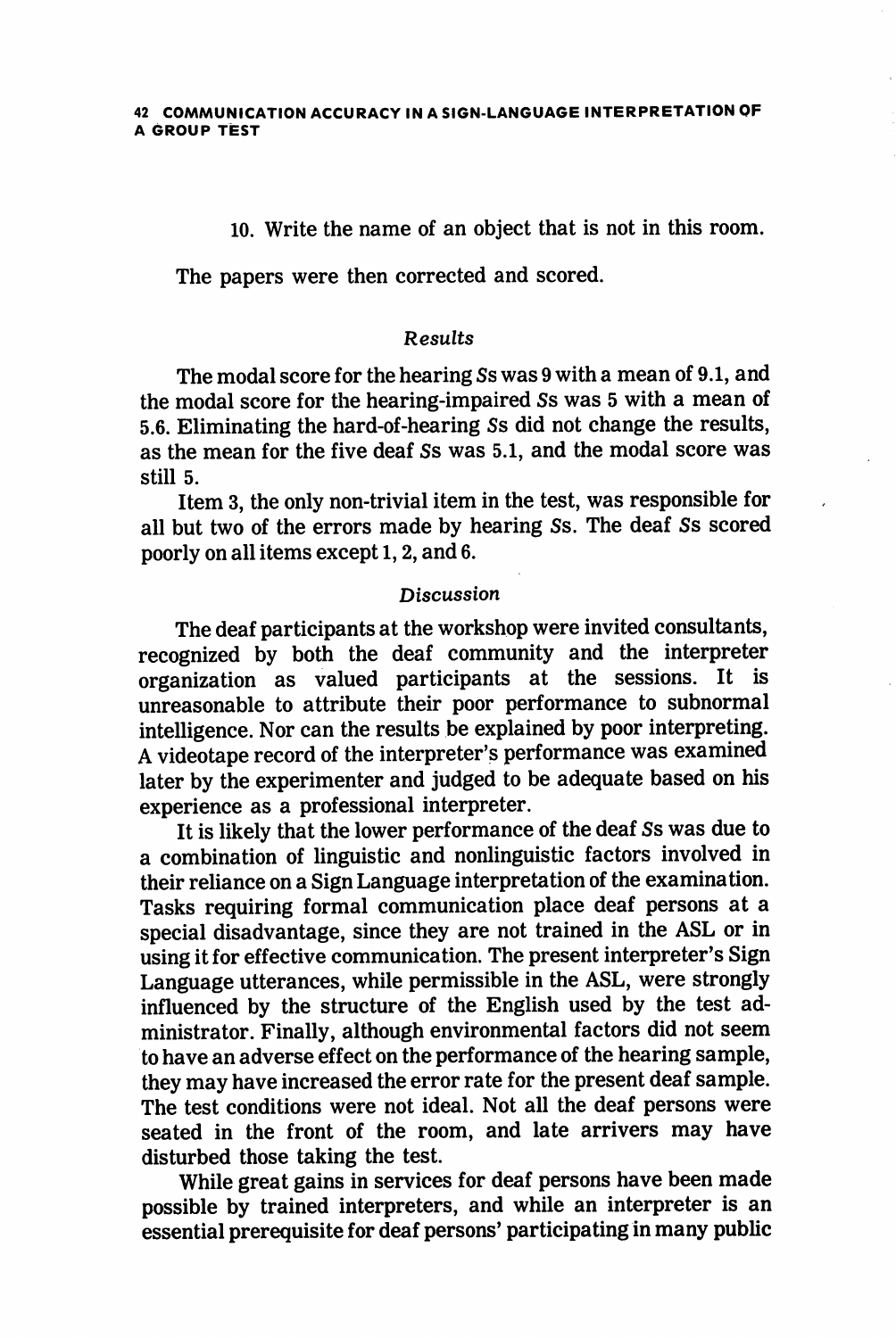10. Write the name of an object that is not in this room.

The papers were then corrected and scored.

### *Results*

The modal score for the hearing *S*s was 9 with a mean of 9.1, and the modal score for the hearing-impaired *S*s was 5 with a mean of 5.6. Eliminating the hard-of-hearing *S*s did not change the results, as the mean for the five deaf *S*s was 5.1, and the modal score was still 5.

Item 3, the only non-trivial item in the test, was responsible for all but two of the errors made by hearing *S*s. The deaf *S*s scored poorly on all items except 1, 2, and 6.

### *Discussion*

The deaf participants at the workshop were invited consultants, recognized by both the deaf community and the interpreter organization as valued participants at the sessions. It is unreasonable to attribute their poor performance to subnormal intelligence. Nor can the results be explained by poor interpreting. A videotape record of the interpreter's performance was examined later by the experimenter and judged to be adequate based on his experience as a professional interpreter.

It is likely that the lower performance of the deaf *S*s was due to a combination of linguistic and nonlinguistic factors involved in their reliance on a Sign Language interpretation of the examination. Tasks requiring formal communication place deaf persons at a special disadvantage, since they are not trained in the ASL or in using it for effective communication. The present interpreter's Sign Language utterances, while permissible in the ASL, were strongly influenced by the structure of the English used by the test administrator. Finally, although environmental factors did not seem to have an adverse effect on the performance of the hearing sample, they may have increased the error rate for the present deaf sample. The test conditions were not ideal. Not all the deaf persons were seated in the front of the room, and late arrivers may have disturbed those taking the test.

While great gains in services for deaf persons have been made possible by trained interpreters, and while an interpreter is an essential prerequisite for deaf persons' participating in many public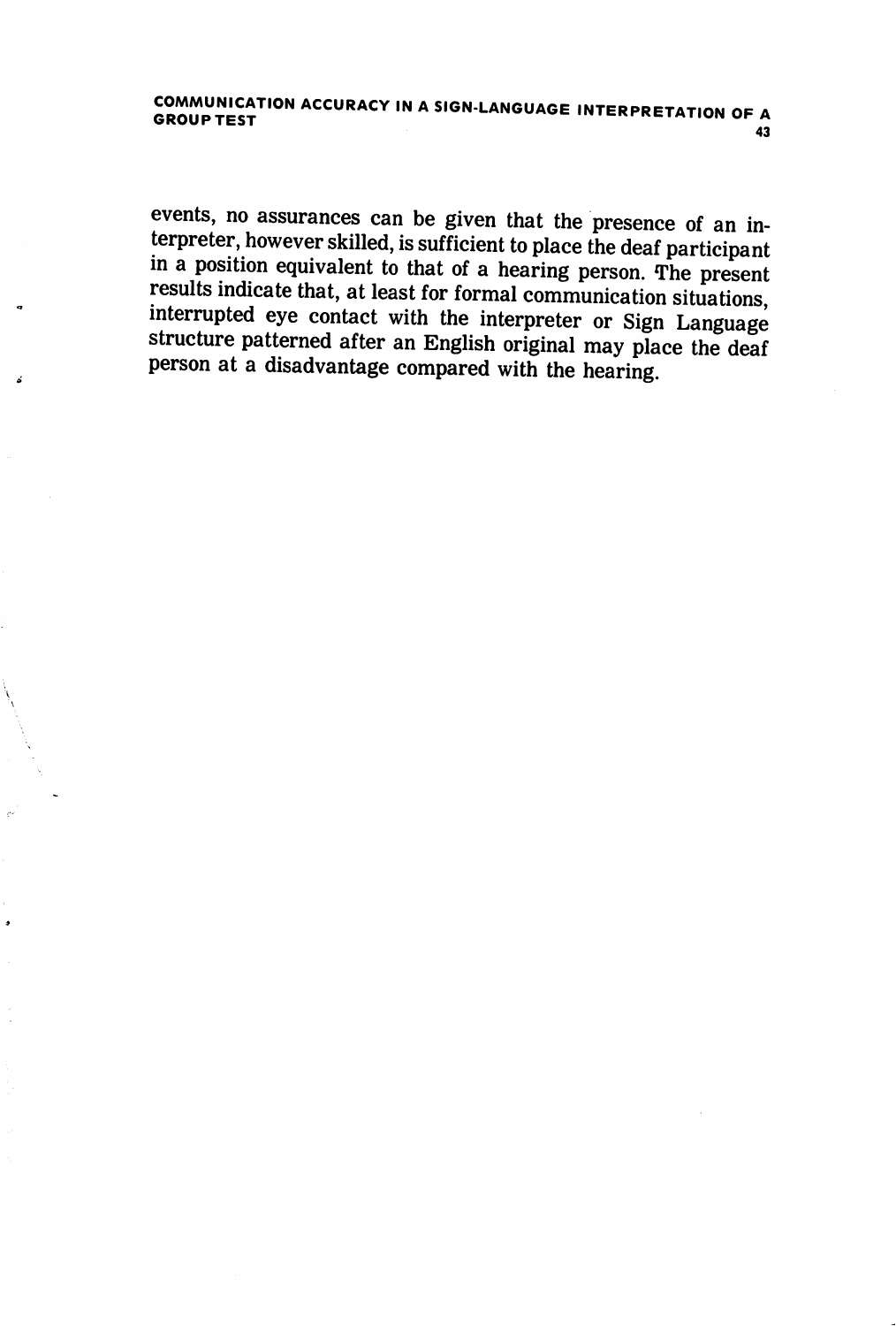events, no assurances can be given that the presence of an interpreter, however skilled, is sufficient to place the deaf participant in a position equivalent to that of a hearing person. The present results indicate that, at least for formal communication situations, interrupted eye contact with the interpreter or Sign Language structure patterned after an English original may place the deaf person at a disadvantage compared with the hearing.